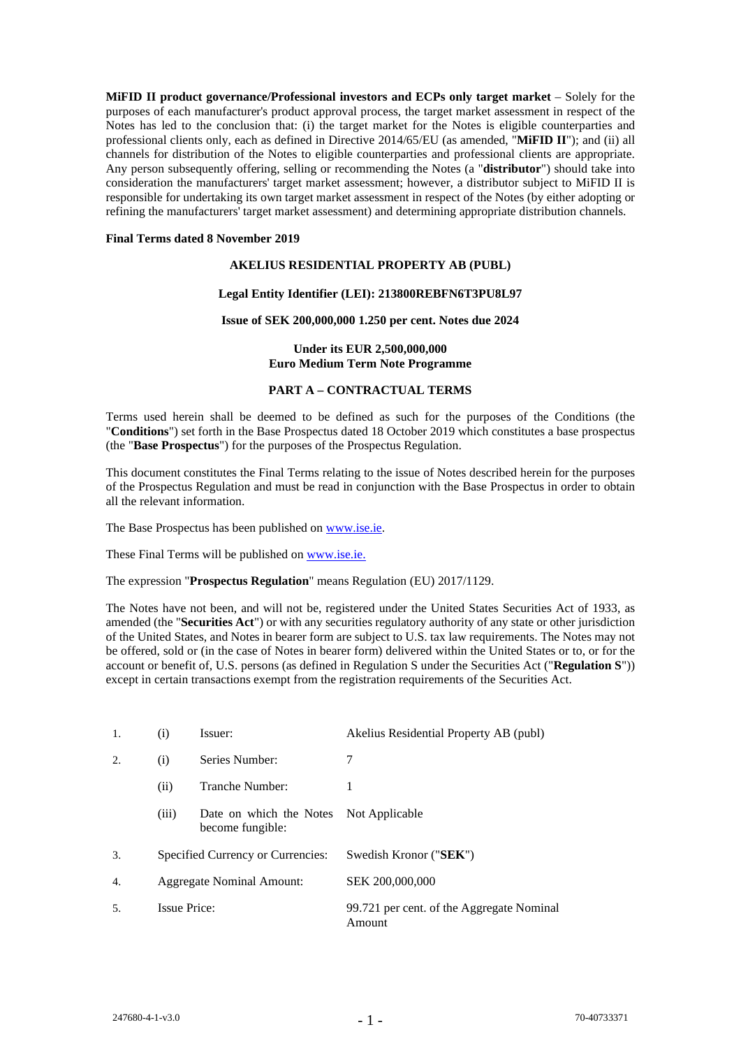**MiFID II product governance/Professional investors and ECPs only target market** – Solely for the purposes of each manufacturer's product approval process, the target market assessment in respect of the Notes has led to the conclusion that: (i) the target market for the Notes is eligible counterparties and professional clients only, each as defined in Directive 2014/65/EU (as amended, "**MiFID II**"); and (ii) all channels for distribution of the Notes to eligible counterparties and professional clients are appropriate. Any person subsequently offering, selling or recommending the Notes (a "**distributor**") should take into consideration the manufacturers' target market assessment; however, a distributor subject to MiFID II is responsible for undertaking its own target market assessment in respect of the Notes (by either adopting or refining the manufacturers' target market assessment) and determining appropriate distribution channels.

**Final Terms dated 8 November 2019**

**AKELIUS RESIDENTIAL PROPERTY AB (PUBL)**

**Legal Entity Identifier (LEI): 213800REBFN6T3PU8L97**

**Issue of SEK 200,000,000 1.250 per cent. Notes due 2024**

**Under its EUR 2,500,000,000**
**Euro Medium Term Note Programme**

**PART A – CONTRACTUAL TERMS**

Terms used herein shall be deemed to be defined as such for the purposes of the Conditions (the "**Conditions**") set forth in the Base Prospectus dated 18 October 2019 which constitutes a base prospectus (the "**Base Prospectus**") for the purposes of the Prospectus Regulation.

This document constitutes the Final Terms relating to the issue of Notes described herein for the purposes of the Prospectus Regulation and must be read in conjunction with the Base Prospectus in order to obtain all the relevant information.

The Base Prospectus has been published on www.ise.ie.

These Final Terms will be published on www.ise.ie.

The expression "**Prospectus Regulation**" means Regulation (EU) 2017/1129.

The Notes have not been, and will not be, registered under the United States Securities Act of 1933, as amended (the "**Securities Act**") or with any securities regulatory authority of any state or other jurisdiction of the United States, and Notes in bearer form are subject to U.S. tax law requirements. The Notes may not be offered, sold or (in the case of Notes in bearer form) delivered within the United States or to, or for the account or benefit of, U.S. persons (as defined in Regulation S under the Securities Act ("**Regulation S**")) except in certain transactions exempt from the registration requirements of the Securities Act.

| | | | |
|---|---|---|---|
| 1. | (i) | Issuer: | Akelius Residential Property AB (publ) |
| 2. | (i) | Series Number: | 7 |
| | (ii) | Tranche Number: | 1 |
| | (iii) | Date on which the Notes become fungible: | Not Applicable |
| 3. | Specified Currency or Currencies: | | Swedish Kronor ("**SEK**") |
| 4. | Aggregate Nominal Amount: | | SEK 200,000,000 |
| 5. | Issue Price: | | 99.721 per cent. of the Aggregate Nominal Amount |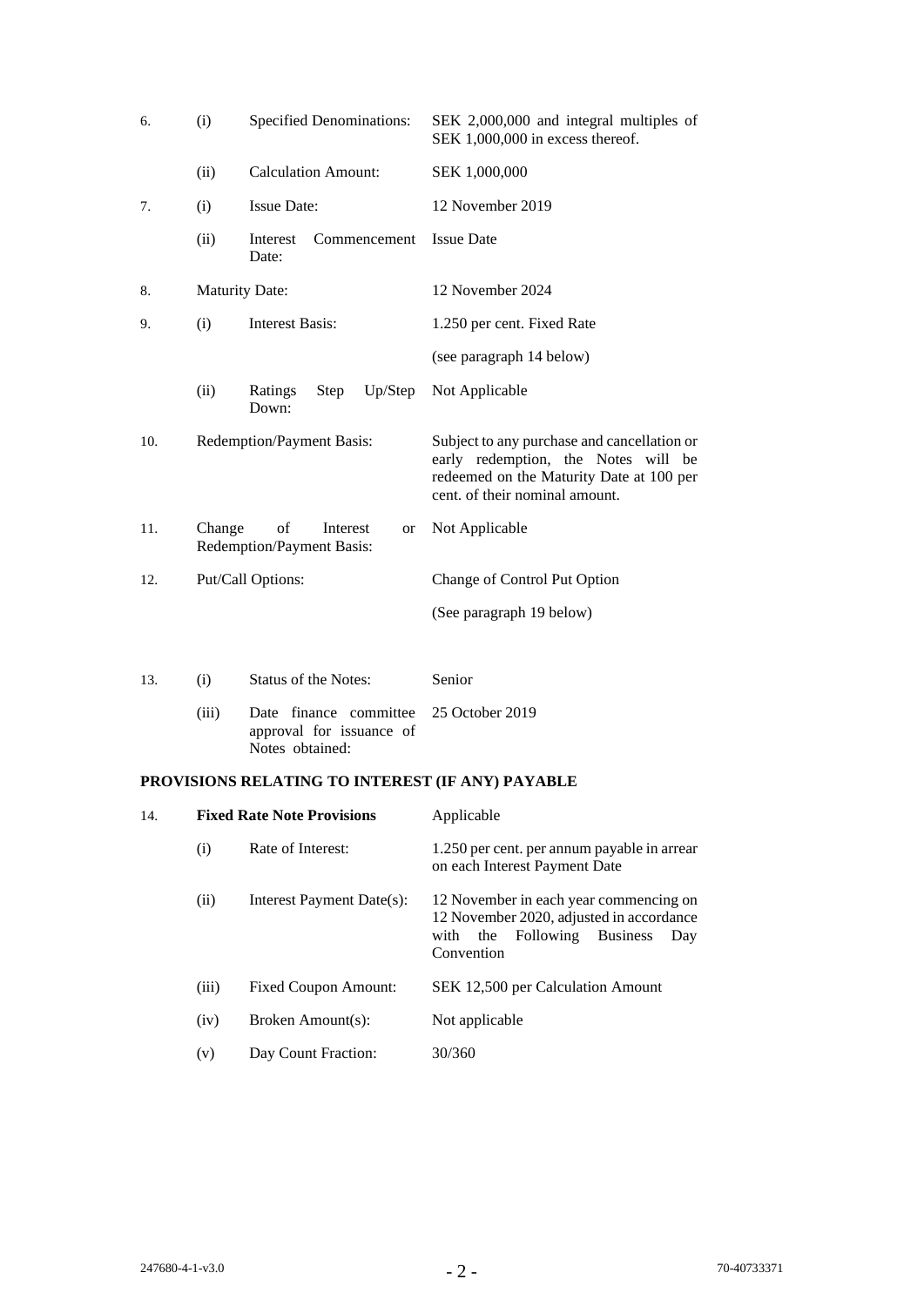| | | | |
|---|---|---|---|
| 6. | (i) | Specified Denominations: | SEK 2,000,000 and integral multiples of SEK 1,000,000 in excess thereof. |
| | (ii) | Calculation Amount: | SEK 1,000,000 |
| 7. | (i) | Issue Date: | 12 November 2019 |
| | (ii) | Interest Commencement Date: | Issue Date |
| 8. | | Maturity Date: | 12 November 2024 |
| 9. | (i) | Interest Basis: | 1.250 per cent. Fixed Rate |
| | | | (see paragraph 14 below) |
| | (ii) | Ratings Step Up/Step Down: | Not Applicable |
| 10. | | Redemption/Payment Basis: | Subject to any purchase and cancellation or early redemption, the Notes will be redeemed on the Maturity Date at 100 per cent. of their nominal amount. |
| 11. | | Change of Interest or Redemption/Payment Basis: | Not Applicable |
| 12. | | Put/Call Options: | Change of Control Put Option |
| | | | (See paragraph 19 below) |
| 13. | (i) | Status of the Notes: | Senior |
| | (iii) | Date finance committee approval for issuance of Notes obtained: | 25 October 2019 |

**PROVISIONS RELATING TO INTEREST (IF ANY) PAYABLE**

| | | | |
|---|---|---|---|
| 14. | | **Fixed Rate Note Provisions** | Applicable |
| | (i) | Rate of Interest: | 1.250 per cent. per annum payable in arrear on each Interest Payment Date |
| | (ii) | Interest Payment Date(s): | 12 November in each year commencing on 12 November 2020, adjusted in accordance with the Following Business Day Convention |
| | (iii) | Fixed Coupon Amount: | SEK 12,500 per Calculation Amount |
| | (iv) | Broken Amount(s): | Not applicable |
| | (v) | Day Count Fraction: | 30/360 |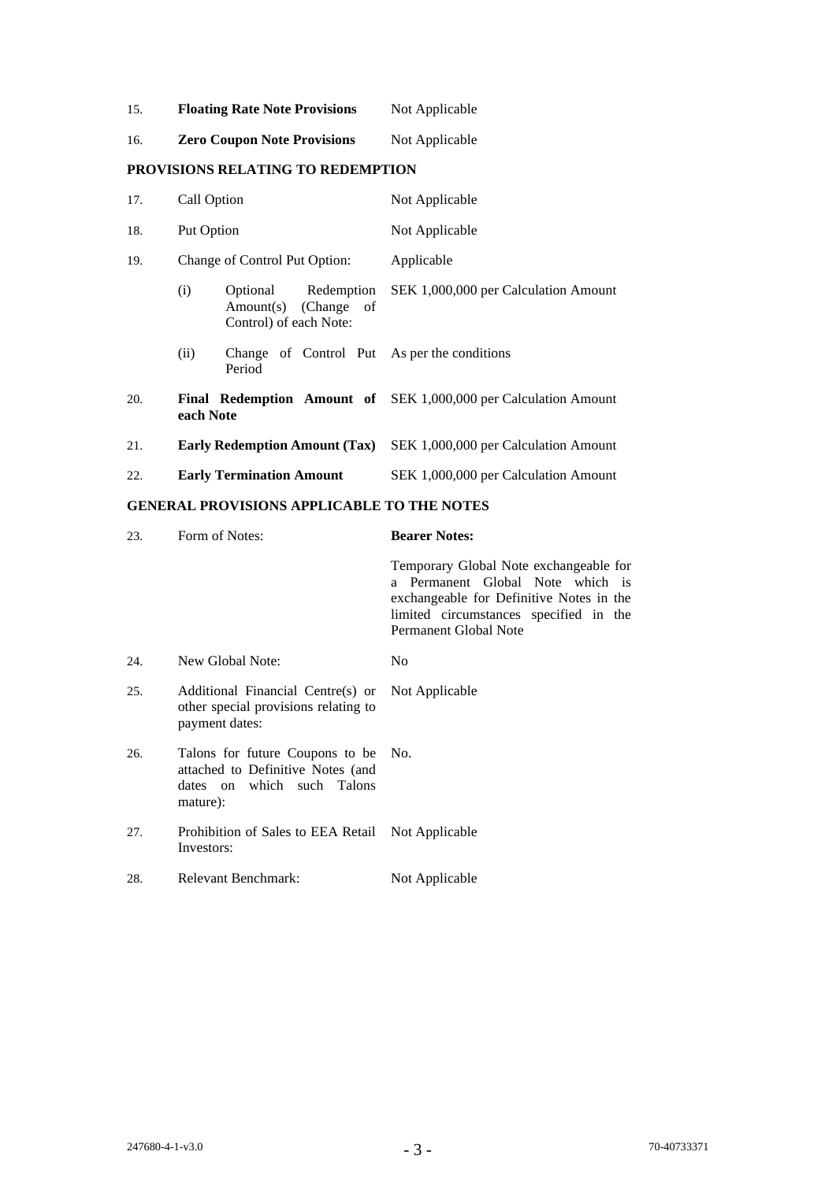| | | |
|---|---|---|
| 15. | **Floating Rate Note Provisions** | Not Applicable |
| 16. | **Zero Coupon Note Provisions** | Not Applicable |

**PROVISIONS RELATING TO REDEMPTION**

| | | |
|---|---|---|
| 17. | Call Option | Not Applicable |
| 18. | Put Option | Not Applicable |
| 19. | Change of Control Put Option: | Applicable |
| | (i) Optional Redemption Amount(s) (Change of Control) of each Note: | SEK 1,000,000 per Calculation Amount |
| | (ii) Change of Control Put Period | As per the conditions |
| 20. | **Final Redemption Amount of each Note** | SEK 1,000,000 per Calculation Amount |
| 21. | **Early Redemption Amount (Tax)** | SEK 1,000,000 per Calculation Amount |
| 22. | **Early Termination Amount** | SEK 1,000,000 per Calculation Amount |

**GENERAL PROVISIONS APPLICABLE TO THE NOTES**

| | | |
|---|---|---|
| 23. | Form of Notes: | **Bearer Notes:**<br><br>Temporary Global Note exchangeable for a Permanent Global Note which is exchangeable for Definitive Notes in the limited circumstances specified in the Permanent Global Note |
| 24. | New Global Note: | No |
| 25. | Additional Financial Centre(s) or other special provisions relating to payment dates: | Not Applicable |
| 26. | Talons for future Coupons to be attached to Definitive Notes (and dates on which such Talons mature): | No. |
| 27. | Prohibition of Sales to EEA Retail Investors: | Not Applicable |
| 28. | Relevant Benchmark: | Not Applicable |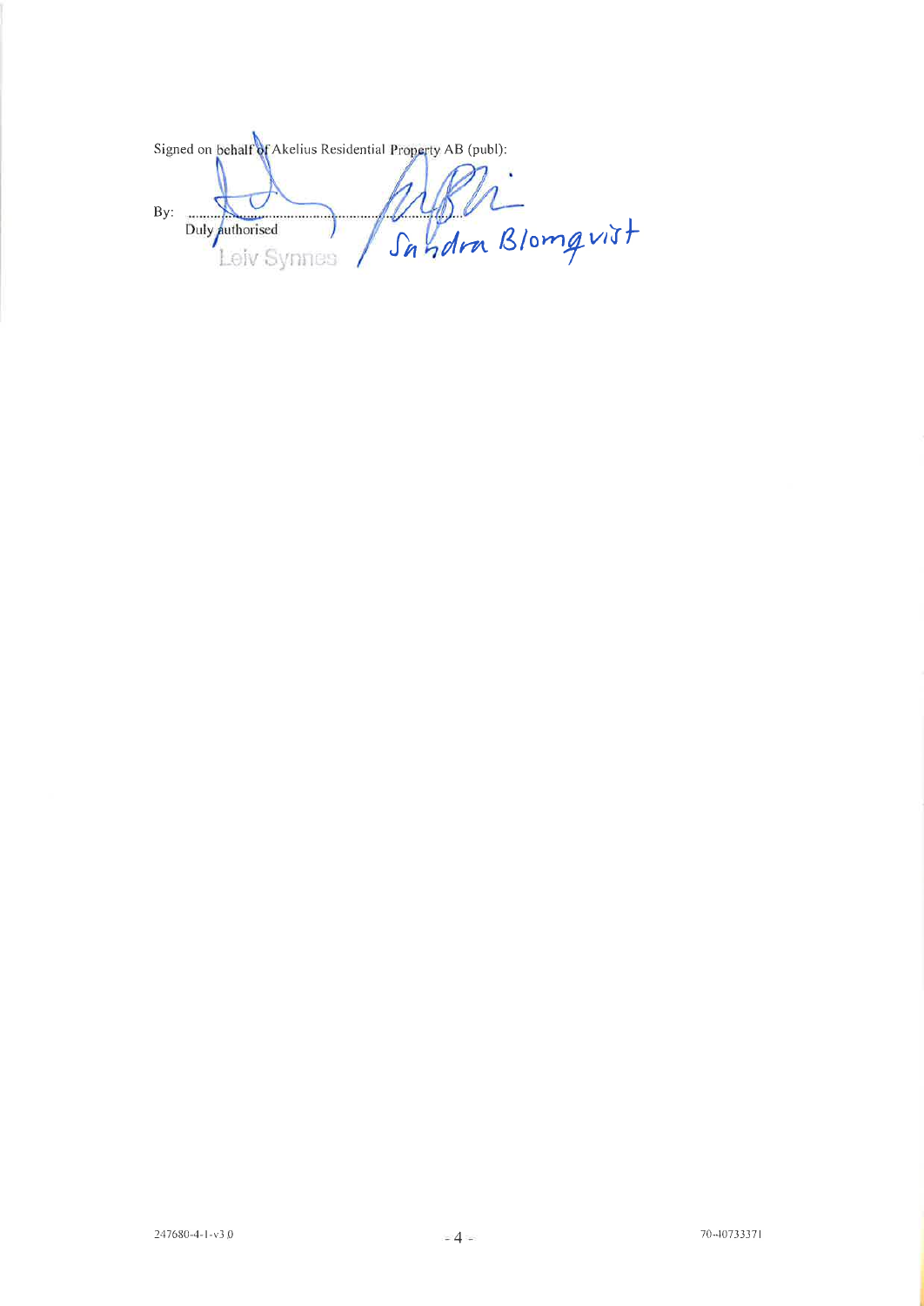Signed on behalf of Akelius Residential Property AB (publ):

By: ..........................................................
Duly authorised

Leiv Synnes

Sandra Blomqvist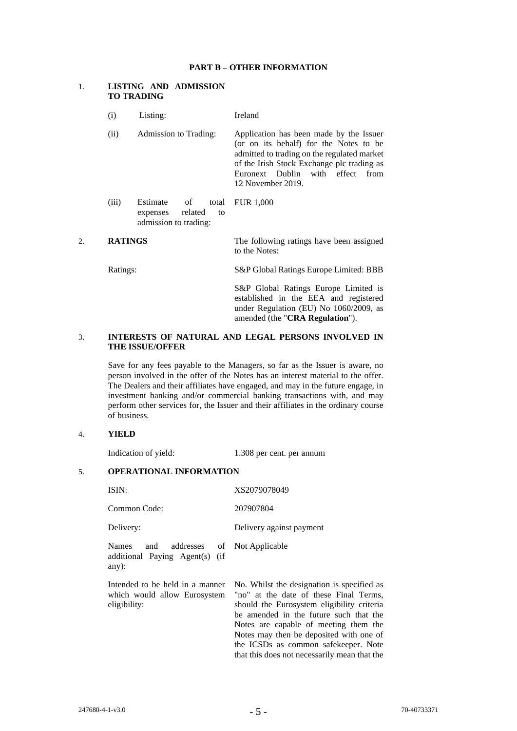## PART B – OTHER INFORMATION

### 1. LISTING AND ADMISSION TO TRADING

| | | |
|---|---|---|
| (i) | Listing: | Ireland |
| (ii) | Admission to Trading: | Application has been made by the Issuer (or on its behalf) for the Notes to be admitted to trading on the regulated market of the Irish Stock Exchange plc trading as Euronext Dublin with effect from 12 November 2019. |
| (iii) | Estimate of total expenses related to admission to trading: | EUR 1,000 |

### 2. RATINGS

The following ratings have been assigned to the Notes:

| | |
|---|---|
| Ratings: | S&P Global Ratings Europe Limited: BBB |
| | S&P Global Ratings Europe Limited is established in the EEA and registered under Regulation (EU) No 1060/2009, as amended (the "**CRA Regulation**"). |

### 3. INTERESTS OF NATURAL AND LEGAL PERSONS INVOLVED IN THE ISSUE/OFFER

Save for any fees payable to the Managers, so far as the Issuer is aware, no person involved in the offer of the Notes has an interest material to the offer. The Dealers and their affiliates have engaged, and may in the future engage, in investment banking and/or commercial banking transactions with, and may perform other services for, the Issuer and their affiliates in the ordinary course of business.

### 4. YIELD

| | |
|---|---|
| Indication of yield: | 1.308 per cent. per annum |

### 5. OPERATIONAL INFORMATION

| | |
|---|---|
| ISIN: | XS2079078049 |
| Common Code: | 207907804 |
| Delivery: | Delivery against payment |
| Names and addresses of additional Paying Agent(s) (if any): | Not Applicable |
| Intended to be held in a manner which would allow Eurosystem eligibility: | No. Whilst the designation is specified as "no" at the date of these Final Terms, should the Eurosystem eligibility criteria be amended in the future such that the Notes are capable of meeting them the Notes may then be deposited with one of the ICSDs as common safekeeper. Note that this does not necessarily mean that the |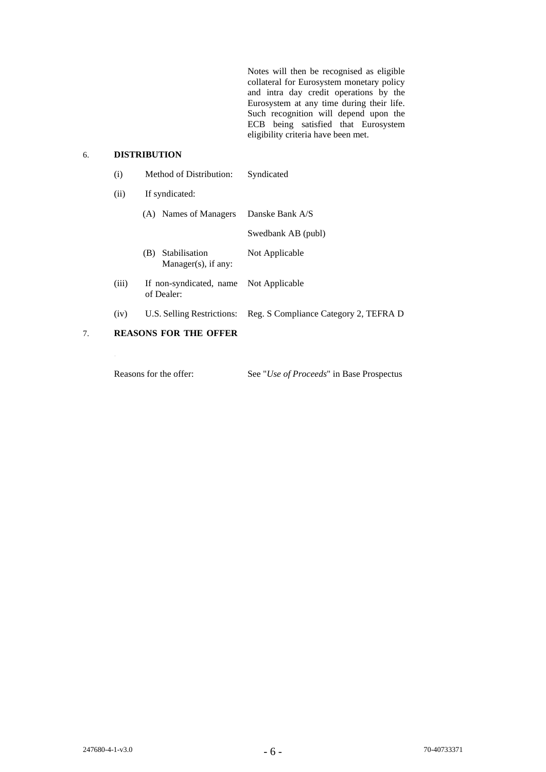Notes will then be recognised as eligible collateral for Eurosystem monetary policy and intra day credit operations by the Eurosystem at any time during their life. Such recognition will depend upon the ECB being satisfied that Eurosystem eligibility criteria have been met.

6. **DISTRIBUTION**

| | | |
|---|---|---|
| (i) | Method of Distribution: | Syndicated |
| (ii) | If syndicated: | |
| | (A) Names of Managers | Danske Bank A/S<br>Swedbank AB (publ) |
| | (B) Stabilisation Manager(s), if any: | Not Applicable |
| (iii) | If non-syndicated, name of Dealer: | Not Applicable |
| (iv) | U.S. Selling Restrictions: | Reg. S Compliance Category 2, TEFRA D |

7. **REASONS FOR THE OFFER**

| | |
|---|---|
| Reasons for the offer: | See "*Use of Proceeds*" in Base Prospectus |